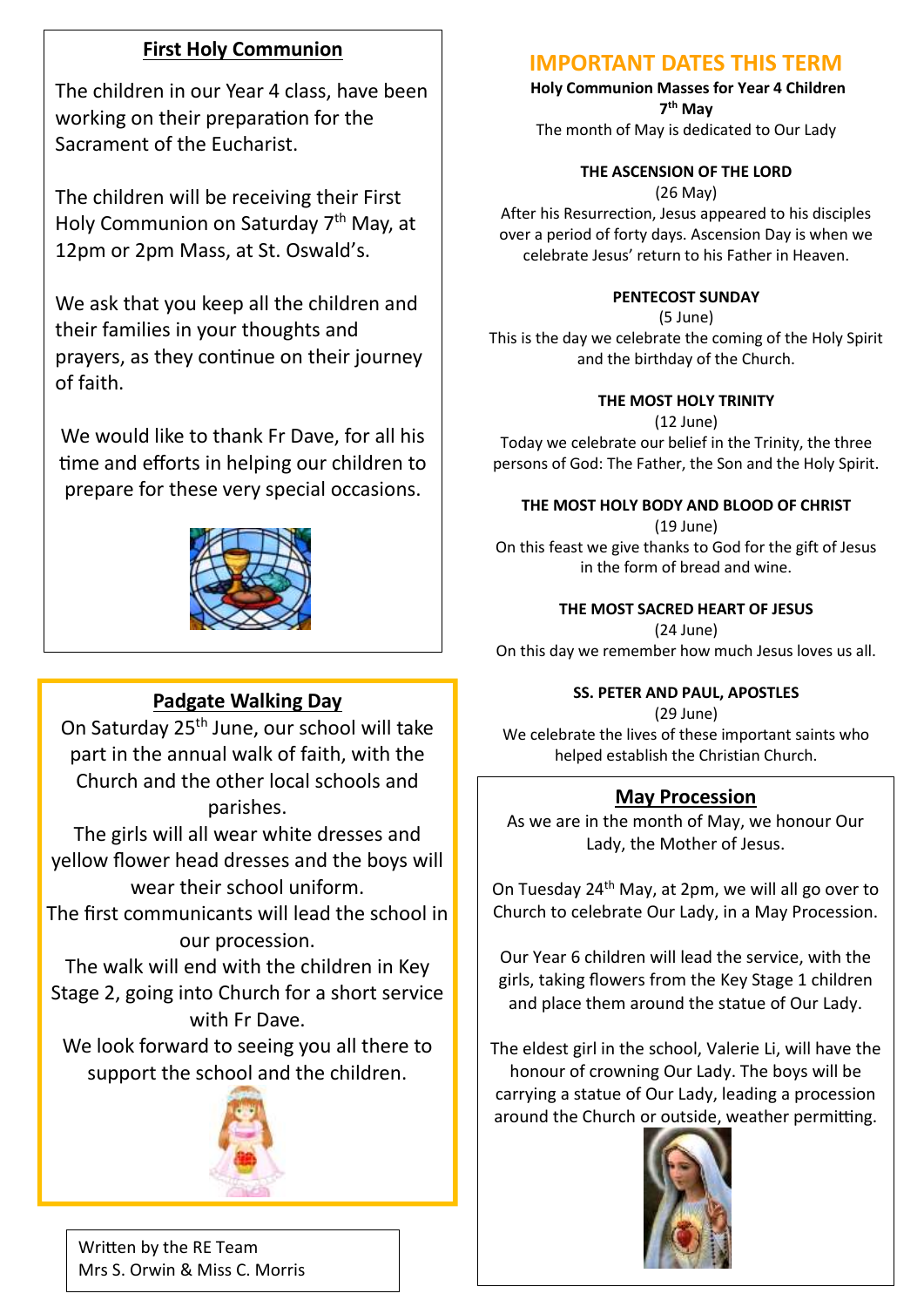## First Holy Communion

The children in our Year 4 class, have been working on their preparation for the Sacrament of the Eucharist.

The children will be receiving their First Holy Communion on Saturday 7th May, at 12pm or 2pm Mass, at St. Oswald's.

We ask that you keep all the children and their families in your thoughts and prayers, as they continue on their journey of faith.

We would like to thank Fr Dave, for all his time and efforts in helping our children to prepare for these very special occasions.

## Padgate Walking Day

On Saturday 25th June, our school will take part in the annual walk of faith, with the Church and the other local schools and parishes.

The girls will all wear white dresses and yellow flower head dresses and the boys will wear their school uniform.

The first communicants will lead the school in our procession.

The walk will end with the children in Key Stage 2, going into Church for a short service with Fr Dave.

We look forward to seeing you all there to support the school and the children.

Written by the RE Team
Mrs S. Orwin & Miss C. Morris

# IMPORTANT DATES THIS TERM

**Holy Communion Masses for Year 4 Children**
**7th May**
The month of May is dedicated to Our Lady

**THE ASCENSION OF THE LORD**
(26 May)
After his Resurrection, Jesus appeared to his disciples over a period of forty days. Ascension Day is when we celebrate Jesus' return to his Father in Heaven.

**PENTECOST SUNDAY**
(5 June)
This is the day we celebrate the coming of the Holy Spirit and the birthday of the Church.

**THE MOST HOLY TRINITY**
(12 June)
Today we celebrate our belief in the Trinity, the three persons of God: The Father, the Son and the Holy Spirit.

**THE MOST HOLY BODY AND BLOOD OF CHRIST**
(19 June)
On this feast we give thanks to God for the gift of Jesus in the form of bread and wine.

**THE MOST SACRED HEART OF JESUS**
(24 June)
On this day we remember how much Jesus loves us all.

**SS. PETER AND PAUL, APOSTLES**
(29 June)
We celebrate the lives of these important saints who helped establish the Christian Church.

## May Procession

As we are in the month of May, we honour Our Lady, the Mother of Jesus.

On Tuesday 24th May, at 2pm, we will all go over to Church to celebrate Our Lady, in a May Procession.

Our Year 6 children will lead the service, with the girls, taking flowers from the Key Stage 1 children and place them around the statue of Our Lady.

The eldest girl in the school, Valerie Li, will have the honour of crowning Our Lady. The boys will be carrying a statue of Our Lady, leading a procession around the Church or outside, weather permitting.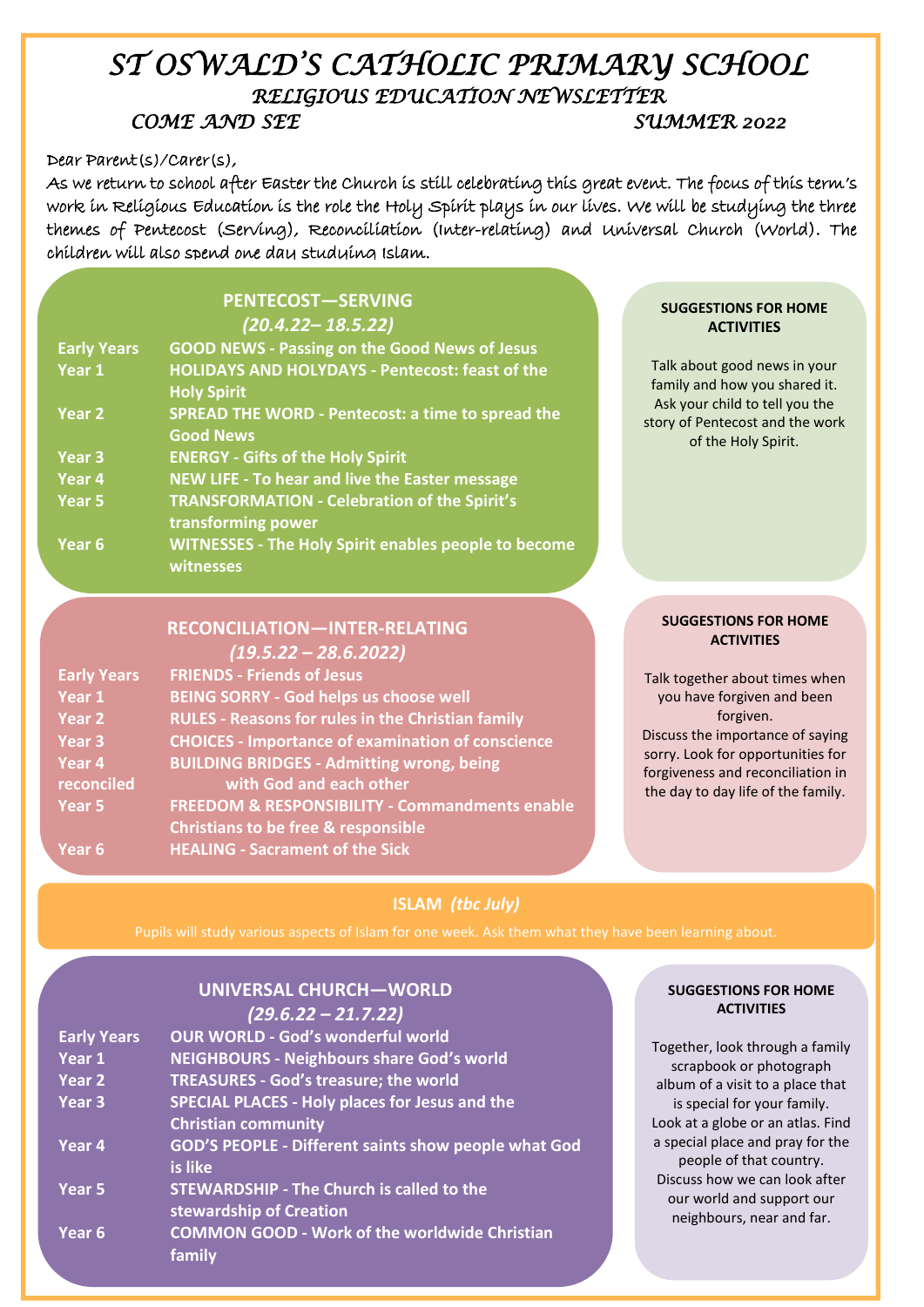# ST OSWALD'S CATHOLIC PRIMARY SCHOOL

## RELIGIOUS EDUCATION NEWSLETTER

**COME AND SEE** **SUMMER 2022**

Dear Parent(s)/Carer(s),

As we return to school after Easter the Church is still celebrating this great event. The focus of this term's work in Religious Education is the role the Holy Spirit plays in our lives. We will be studying the three themes of Pentecost (Serving), Reconciliation (Inter-relating) and Universal Church (World). The children will also spend one day studying Islam.

### PENTECOST—SERVING

*(20.4.22– 18.5.22)*

| | |
|---|---|
| Early Years | GOOD NEWS - Passing on the Good News of Jesus |
| Year 1 | HOLIDAYS AND HOLYDAYS - Pentecost: feast of the Holy Spirit |
| Year 2 | SPREAD THE WORD - Pentecost: a time to spread the Good News |
| Year 3 | ENERGY - Gifts of the Holy Spirit |
| Year 4 | NEW LIFE - To hear and live the Easter message |
| Year 5 | TRANSFORMATION - Celebration of the Spirit's transforming power |
| Year 6 | WITNESSES - The Holy Spirit enables people to become witnesses |

**SUGGESTIONS FOR HOME ACTIVITIES**

Talk about good news in your family and how you shared it. Ask your child to tell you the story of Pentecost and the work of the Holy Spirit.

### RECONCILIATION—INTER-RELATING

*(19.5.22 – 28.6.2022)*

| | |
|---|---|
| Early Years | FRIENDS - Friends of Jesus |
| Year 1 | BEING SORRY - God helps us choose well |
| Year 2 | RULES - Reasons for rules in the Christian family |
| Year 3 | CHOICES - Importance of examination of conscience |
| Year 4 | BUILDING BRIDGES - Admitting wrong, being reconciled with God and each other |
| Year 5 | FREEDOM & RESPONSIBILITY - Commandments enable Christians to be free & responsible |
| Year 6 | HEALING - Sacrament of the Sick |

**SUGGESTIONS FOR HOME ACTIVITIES**

Talk together about times when you have forgiven and been forgiven.
Discuss the importance of saying sorry. Look for opportunities for forgiveness and reconciliation in the day to day life of the family.

### ISLAM *(tbc July)*

Pupils will study various aspects of Islam for one week. Ask them what they have been learning about.

### UNIVERSAL CHURCH—WORLD

*(29.6.22 – 21.7.22)*

| | |
|---|---|
| Early Years | OUR WORLD - God's wonderful world |
| Year 1 | NEIGHBOURS - Neighbours share God's world |
| Year 2 | TREASURES - God's treasure; the world |
| Year 3 | SPECIAL PLACES - Holy places for Jesus and the Christian community |
| Year 4 | GOD'S PEOPLE - Different saints show people what God is like |
| Year 5 | STEWARDSHIP - The Church is called to the stewardship of Creation |
| Year 6 | COMMON GOOD - Work of the worldwide Christian family |

**SUGGESTIONS FOR HOME ACTIVITIES**

Together, look through a family scrapbook or photograph album of a visit to a place that is special for your family.
Look at a globe or an atlas. Find a special place and pray for the people of that country.
Discuss how we can look after our world and support our neighbours, near and far.